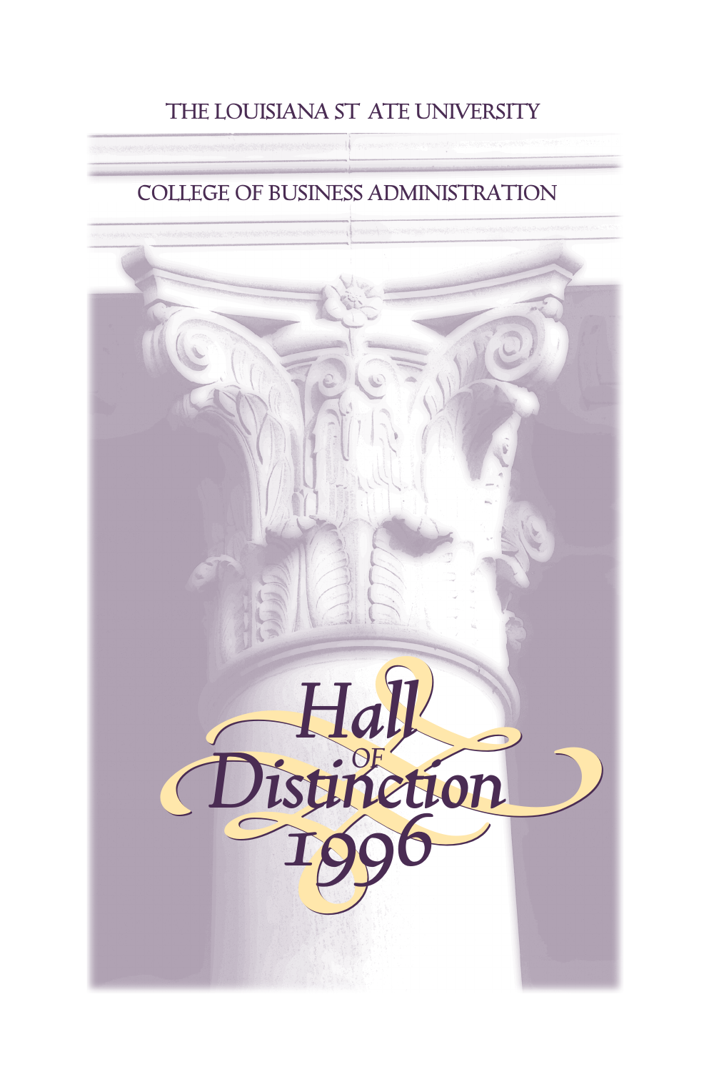THE LOUISIANA ST ATE UNIVERSITY

COLLEGE OF BUSINESS ADMINISTRATION

# Hall of Distinction 1996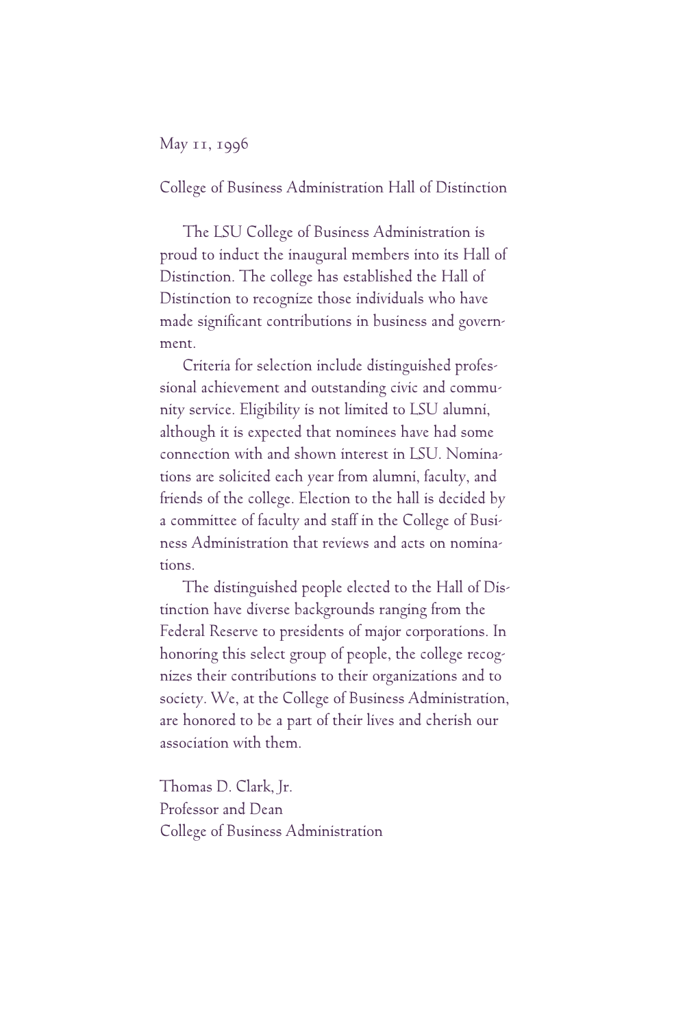May 11, 1996

College of Business Administration Hall of Distinction

The LSU College of Business Administration is proud to induct the inaugural members into its Hall of Distinction. The college has established the Hall of Distinction to recognize those individuals who have made significant contributions in business and government.

Criteria for selection include distinguished professional achievement and outstanding civic and community service. Eligibility is not limited to LSU alumni, although it is expected that nominees have had some connection with and shown interest in LSU. Nominations are solicited each year from alumni, faculty, and friends of the college. Election to the hall is decided by a committee of faculty and staff in the College of Business Administration that reviews and acts on nominations.

The distinguished people elected to the Hall of Distinction have diverse backgrounds ranging from the Federal Reserve to presidents of major corporations. In honoring this select group of people, the college recognizes their contributions to their organizations and to society. We, at the College of Business Administration, are honored to be a part of their lives and cherish our association with them.

Thomas D. Clark, Jr.
Professor and Dean
College of Business Administration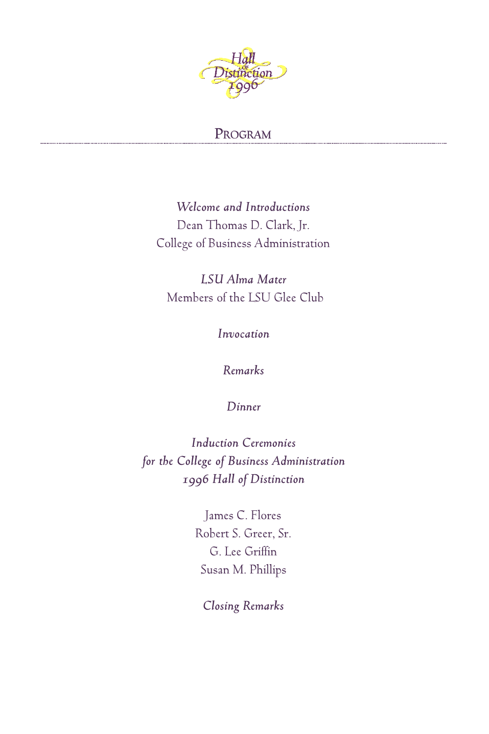Hall of Distinction 1996

# PROGRAM

*Welcome and Introductions*
Dean Thomas D. Clark, Jr.
College of Business Administration

*LSU Alma Mater*
Members of the LSU Glee Club

*Invocation*

*Remarks*

*Dinner*

*Induction Ceremonies*
*for the College of Business Administration*
*1996 Hall of Distinction*

James C. Flores
Robert S. Greer, Sr.
G. Lee Griffin
Susan M. Phillips

*Closing Remarks*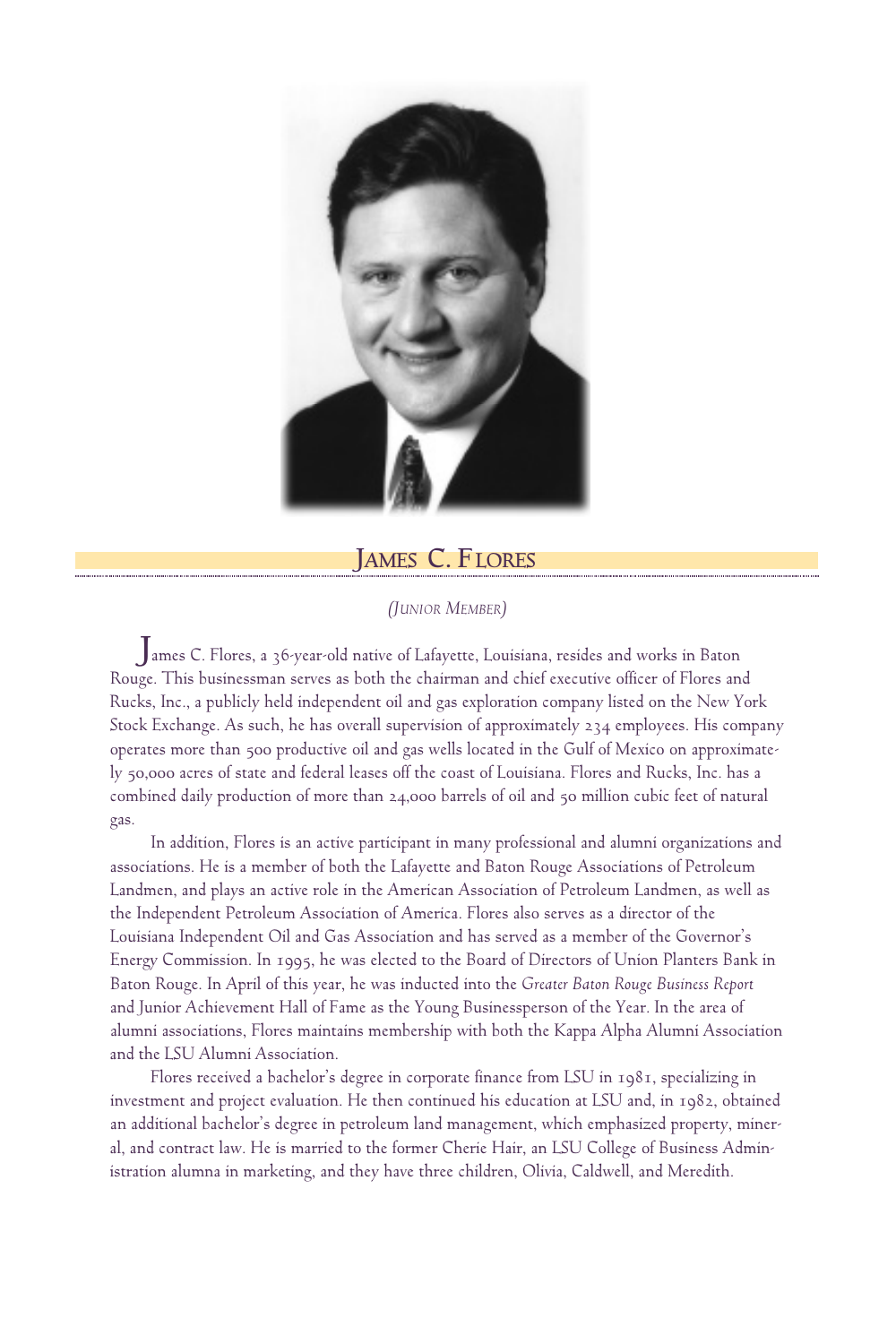## James C. Flores

*(Junior Member)*

James C. Flores, a 36-year-old native of Lafayette, Louisiana, resides and works in Baton Rouge. This businessman serves as both the chairman and chief executive officer of Flores and Rucks, Inc., a publicly held independent oil and gas exploration company listed on the New York Stock Exchange. As such, he has overall supervision of approximately 234 employees. His company operates more than 500 productive oil and gas wells located in the Gulf of Mexico on approximately 50,000 acres of state and federal leases off the coast of Louisiana. Flores and Rucks, Inc. has a combined daily production of more than 24,000 barrels of oil and 50 million cubic feet of natural gas.

In addition, Flores is an active participant in many professional and alumni organizations and associations. He is a member of both the Lafayette and Baton Rouge Associations of Petroleum Landmen, and plays an active role in the American Association of Petroleum Landmen, as well as the Independent Petroleum Association of America. Flores also serves as a director of the Louisiana Independent Oil and Gas Association and has served as a member of the Governor's Energy Commission. In 1995, he was elected to the Board of Directors of Union Planters Bank in Baton Rouge. In April of this year, he was inducted into the *Greater Baton Rouge Business Report* and Junior Achievement Hall of Fame as the Young Businessperson of the Year. In the area of alumni associations, Flores maintains membership with both the Kappa Alpha Alumni Association and the LSU Alumni Association.

Flores received a bachelor's degree in corporate finance from LSU in 1981, specializing in investment and project evaluation. He then continued his education at LSU and, in 1982, obtained an additional bachelor's degree in petroleum land management, which emphasized property, mineral, and contract law. He is married to the former Cherie Hair, an LSU College of Business Administration alumna in marketing, and they have three children, Olivia, Caldwell, and Meredith.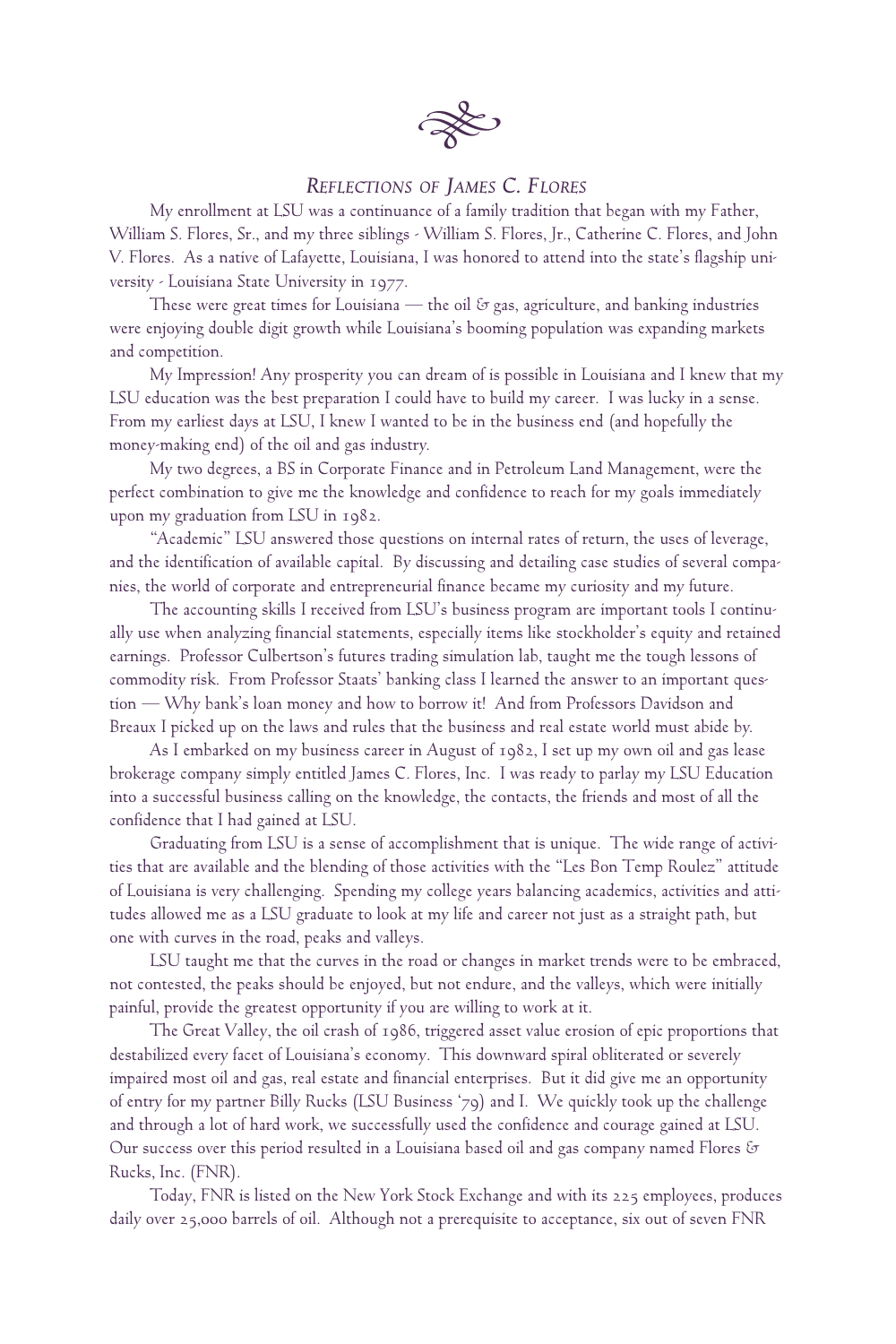## *Reflections of James C. Flores*

My enrollment at LSU was a continuance of a family tradition that began with my Father, William S. Flores, Sr., and my three siblings - William S. Flores, Jr., Catherine C. Flores, and John V. Flores. As a native of Lafayette, Louisiana, I was honored to attend into the state's flagship university - Louisiana State University in 1977.

These were great times for Louisiana — the oil & gas, agriculture, and banking industries were enjoying double digit growth while Louisiana's booming population was expanding markets and competition.

My Impression! Any prosperity you can dream of is possible in Louisiana and I knew that my LSU education was the best preparation I could have to build my career. I was lucky in a sense. From my earliest days at LSU, I knew I wanted to be in the business end (and hopefully the money-making end) of the oil and gas industry.

My two degrees, a BS in Corporate Finance and in Petroleum Land Management, were the perfect combination to give me the knowledge and confidence to reach for my goals immediately upon my graduation from LSU in 1982.

"Academic" LSU answered those questions on internal rates of return, the uses of leverage, and the identification of available capital. By discussing and detailing case studies of several companies, the world of corporate and entrepreneurial finance became my curiosity and my future.

The accounting skills I received from LSU's business program are important tools I continually use when analyzing financial statements, especially items like stockholder's equity and retained earnings. Professor Culbertson's futures trading simulation lab, taught me the tough lessons of commodity risk. From Professor Staats' banking class I learned the answer to an important question — Why bank's loan money and how to borrow it! And from Professors Davidson and Breaux I picked up on the laws and rules that the business and real estate world must abide by.

As I embarked on my business career in August of 1982, I set up my own oil and gas lease brokerage company simply entitled James C. Flores, Inc. I was ready to parlay my LSU Education into a successful business calling on the knowledge, the contacts, the friends and most of all the confidence that I had gained at LSU.

Graduating from LSU is a sense of accomplishment that is unique. The wide range of activities that are available and the blending of those activities with the "Les Bon Temp Roulez" attitude of Louisiana is very challenging. Spending my college years balancing academics, activities and attitudes allowed me as a LSU graduate to look at my life and career not just as a straight path, but one with curves in the road, peaks and valleys.

LSU taught me that the curves in the road or changes in market trends were to be embraced, not contested, the peaks should be enjoyed, but not endure, and the valleys, which were initially painful, provide the greatest opportunity if you are willing to work at it.

The Great Valley, the oil crash of 1986, triggered asset value erosion of epic proportions that destabilized every facet of Louisiana's economy. This downward spiral obliterated or severely impaired most oil and gas, real estate and financial enterprises. But it did give me an opportunity of entry for my partner Billy Rucks (LSU Business '79) and I. We quickly took up the challenge and through a lot of hard work, we successfully used the confidence and courage gained at LSU. Our success over this period resulted in a Louisiana based oil and gas company named Flores & Rucks, Inc. (FNR).

Today, FNR is listed on the New York Stock Exchange and with its 225 employees, produces daily over 25,000 barrels of oil. Although not a prerequisite to acceptance, six out of seven FNR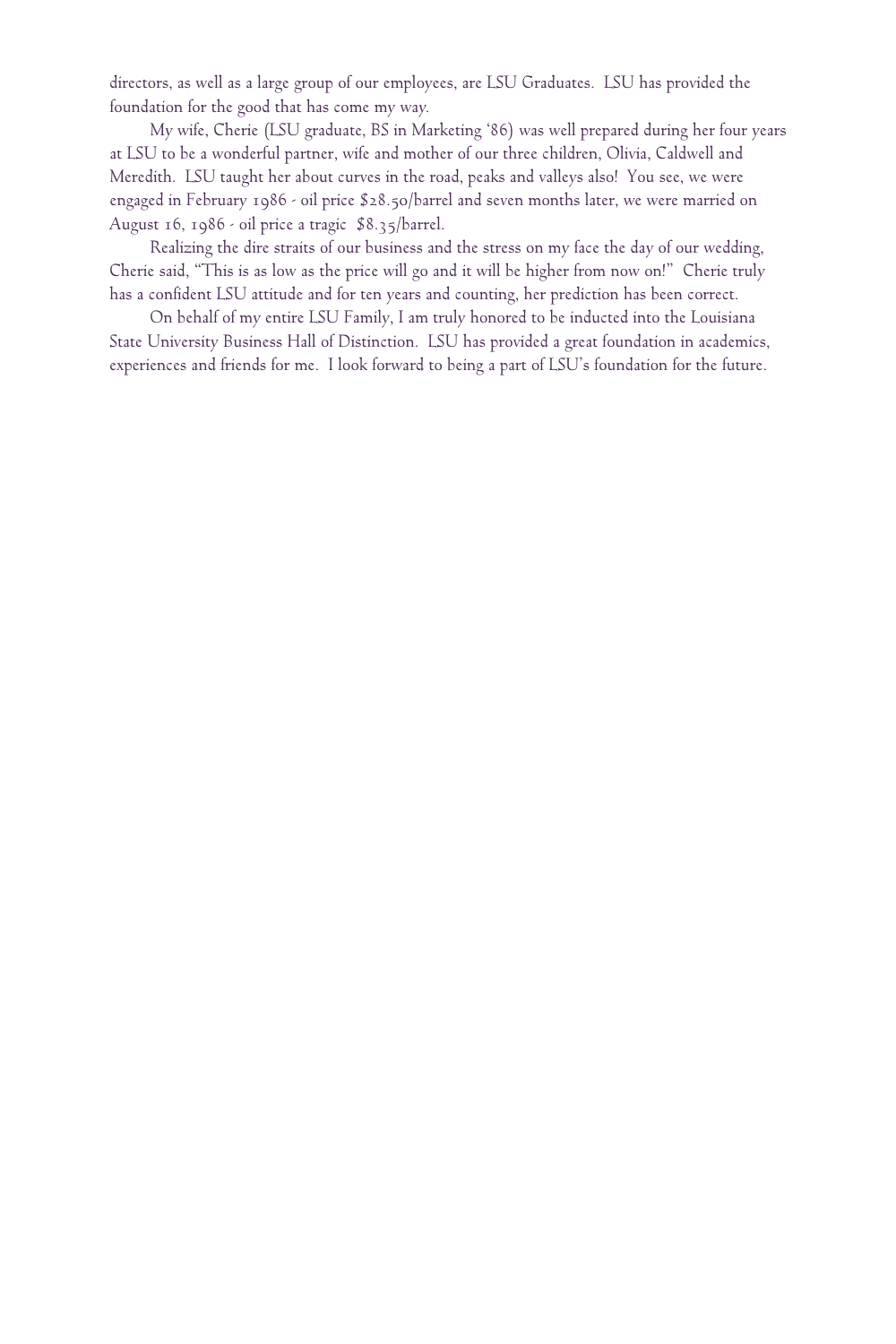directors, as well as a large group of our employees, are LSU Graduates. LSU has provided the foundation for the good that has come my way.

My wife, Cherie (LSU graduate, BS in Marketing '86) was well prepared during her four years at LSU to be a wonderful partner, wife and mother of our three children, Olivia, Caldwell and Meredith. LSU taught her about curves in the road, peaks and valleys also! You see, we were engaged in February 1986 - oil price $28.50/barrel and seven months later, we were married on August 16, 1986 - oil price a tragic $8.35/barrel.

Realizing the dire straits of our business and the stress on my face the day of our wedding, Cherie said, "This is as low as the price will go and it will be higher from now on!" Cherie truly has a confident LSU attitude and for ten years and counting, her prediction has been correct.

On behalf of my entire LSU Family, I am truly honored to be inducted into the Louisiana State University Business Hall of Distinction. LSU has provided a great foundation in academics, experiences and friends for me. I look forward to being a part of LSU's foundation for the future.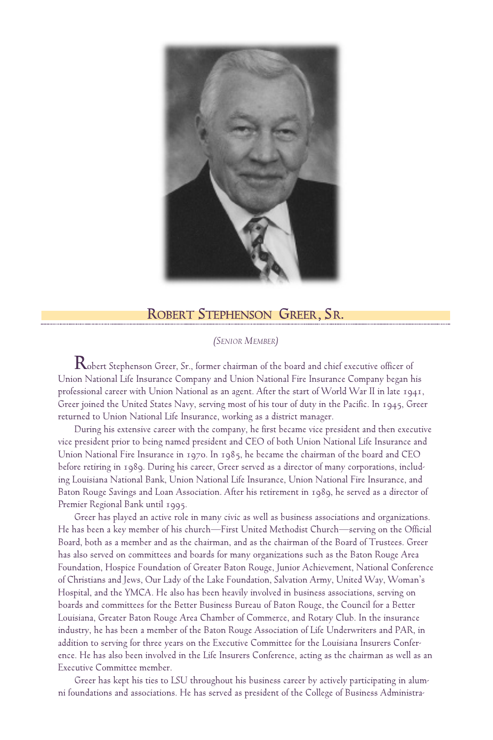## ROBERT STEPHENSON GREER, SR.

*(SENIOR MEMBER)*

Robert Stephenson Greer, Sr., former chairman of the board and chief executive officer of Union National Life Insurance Company and Union National Fire Insurance Company began his professional career with Union National as an agent. After the start of World War II in late 1941, Greer joined the United States Navy, serving most of his tour of duty in the Pacific. In 1945, Greer returned to Union National Life Insurance, working as a district manager.

During his extensive career with the company, he first became vice president and then executive vice president prior to being named president and CEO of both Union National Life Insurance and Union National Fire Insurance in 1970. In 1985, he became the chairman of the board and CEO before retiring in 1989. During his career, Greer served as a director of many corporations, including Louisiana National Bank, Union National Life Insurance, Union National Fire Insurance, and Baton Rouge Savings and Loan Association. After his retirement in 1989, he served as a director of Premier Regional Bank until 1995.

Greer has played an active role in many civic as well as business associations and organizations. He has been a key member of his church—First United Methodist Church—serving on the Official Board, both as a member and as the chairman, and as the chairman of the Board of Trustees. Greer has also served on committees and boards for many organizations such as the Baton Rouge Area Foundation, Hospice Foundation of Greater Baton Rouge, Junior Achievement, National Conference of Christians and Jews, Our Lady of the Lake Foundation, Salvation Army, United Way, Woman's Hospital, and the YMCA. He also has been heavily involved in business associations, serving on boards and committees for the Better Business Bureau of Baton Rouge, the Council for a Better Louisiana, Greater Baton Rouge Area Chamber of Commerce, and Rotary Club. In the insurance industry, he has been a member of the Baton Rouge Association of Life Underwriters and PAR, in addition to serving for three years on the Executive Committee for the Louisiana Insurers Conference. He has also been involved in the Life Insurers Conference, acting as the chairman as well as an Executive Committee member.

Greer has kept his ties to LSU throughout his business career by actively participating in alumni foundations and associations. He has served as president of the College of Business Administra-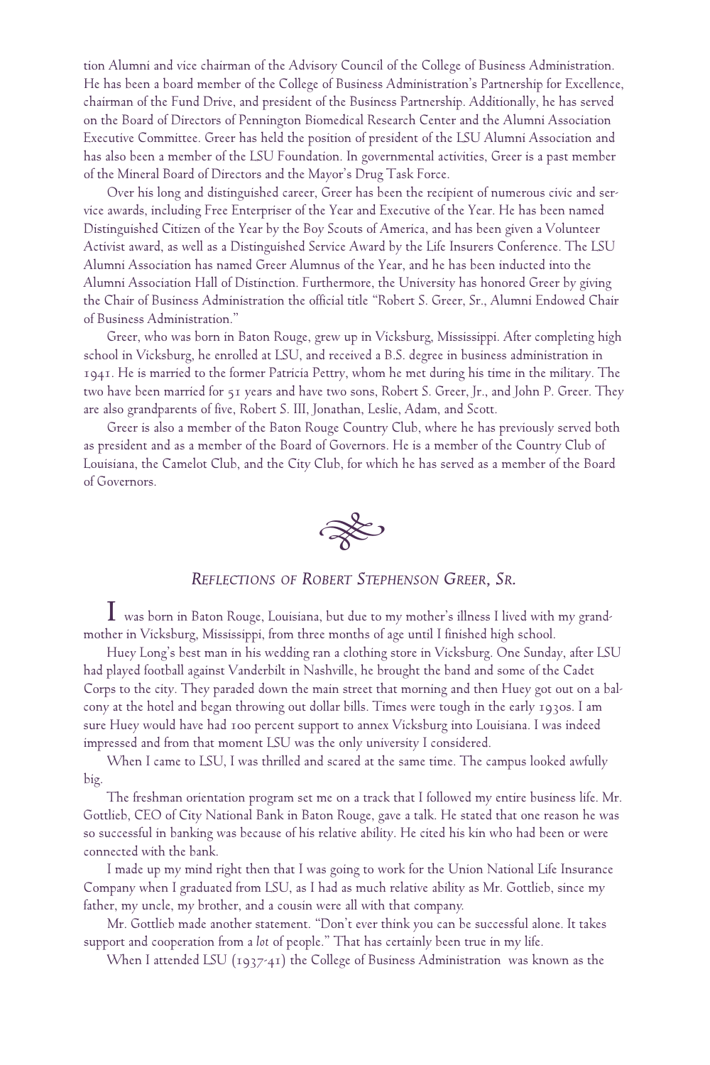tion Alumni and vice chairman of the Advisory Council of the College of Business Administration. He has been a board member of the College of Business Administration's Partnership for Excellence, chairman of the Fund Drive, and president of the Business Partnership. Additionally, he has served on the Board of Directors of Pennington Biomedical Research Center and the Alumni Association Executive Committee. Greer has held the position of president of the LSU Alumni Association and has also been a member of the LSU Foundation. In governmental activities, Greer is a past member of the Mineral Board of Directors and the Mayor's Drug Task Force.

Over his long and distinguished career, Greer has been the recipient of numerous civic and service awards, including Free Enterpriser of the Year and Executive of the Year. He has been named Distinguished Citizen of the Year by the Boy Scouts of America, and has been given a Volunteer Activist award, as well as a Distinguished Service Award by the Life Insurers Conference. The LSU Alumni Association has named Greer Alumnus of the Year, and he has been inducted into the Alumni Association Hall of Distinction. Furthermore, the University has honored Greer by giving the Chair of Business Administration the official title "Robert S. Greer, Sr., Alumni Endowed Chair of Business Administration."

Greer, who was born in Baton Rouge, grew up in Vicksburg, Mississippi. After completing high school in Vicksburg, he enrolled at LSU, and received a B.S. degree in business administration in 1941. He is married to the former Patricia Pettry, whom he met during his time in the military. The two have been married for 51 years and have two sons, Robert S. Greer, Jr., and John P. Greer. They are also grandparents of five, Robert S. III, Jonathan, Leslie, Adam, and Scott.

Greer is also a member of the Baton Rouge Country Club, where he has previously served both as president and as a member of the Board of Governors. He is a member of the Country Club of Louisiana, the Camelot Club, and the City Club, for which he has served as a member of the Board of Governors.

## *Reflections of Robert Stephenson Greer, Sr.*

I was born in Baton Rouge, Louisiana, but due to my mother's illness I lived with my grandmother in Vicksburg, Mississippi, from three months of age until I finished high school.

Huey Long's best man in his wedding ran a clothing store in Vicksburg. One Sunday, after LSU had played football against Vanderbilt in Nashville, he brought the band and some of the Cadet Corps to the city. They paraded down the main street that morning and then Huey got out on a balcony at the hotel and began throwing out dollar bills. Times were tough in the early 1930s. I am sure Huey would have had 100 percent support to annex Vicksburg into Louisiana. I was indeed impressed and from that moment LSU was the only university I considered.

When I came to LSU, I was thrilled and scared at the same time. The campus looked awfully big.

The freshman orientation program set me on a track that I followed my entire business life. Mr. Gottlieb, CEO of City National Bank in Baton Rouge, gave a talk. He stated that one reason he was so successful in banking was because of his relative ability. He cited his kin who had been or were connected with the bank.

I made up my mind right then that I was going to work for the Union National Life Insurance Company when I graduated from LSU, as I had as much relative ability as Mr. Gottlieb, since my father, my uncle, my brother, and a cousin were all with that company.

Mr. Gottlieb made another statement. "Don't ever think you can be successful alone. It takes support and cooperation from a *lot* of people." That has certainly been true in my life.

When I attended LSU (1937-41) the College of Business Administration was known as the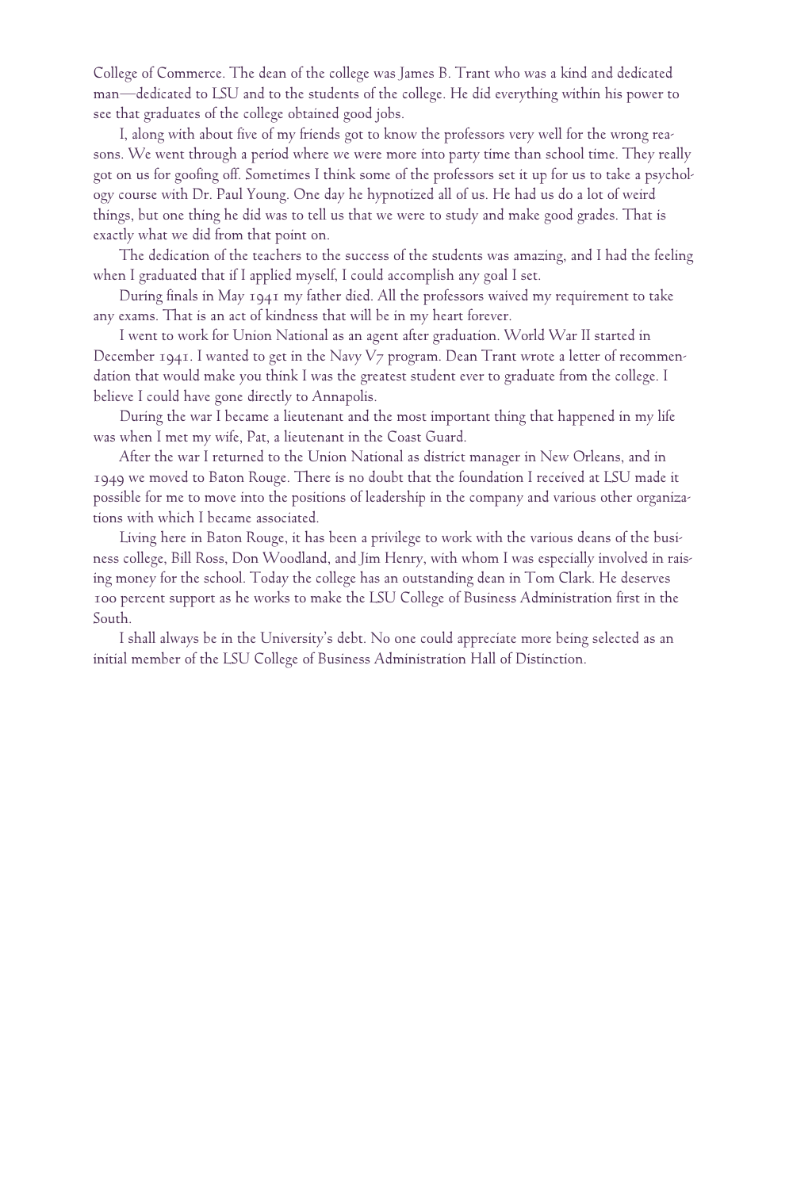College of Commerce. The dean of the college was James B. Trant who was a kind and dedicated man—dedicated to LSU and to the students of the college. He did everything within his power to see that graduates of the college obtained good jobs.

I, along with about five of my friends got to know the professors very well for the wrong reasons. We went through a period where we were more into party time than school time. They really got on us for goofing off. Sometimes I think some of the professors set it up for us to take a psychology course with Dr. Paul Young. One day he hypnotized all of us. He had us do a lot of weird things, but one thing he did was to tell us that we were to study and make good grades. That is exactly what we did from that point on.

The dedication of the teachers to the success of the students was amazing, and I had the feeling when I graduated that if I applied myself, I could accomplish any goal I set.

During finals in May 1941 my father died. All the professors waived my requirement to take any exams. That is an act of kindness that will be in my heart forever.

I went to work for Union National as an agent after graduation. World War II started in December 1941. I wanted to get in the Navy V7 program. Dean Trant wrote a letter of recommendation that would make you think I was the greatest student ever to graduate from the college. I believe I could have gone directly to Annapolis.

During the war I became a lieutenant and the most important thing that happened in my life was when I met my wife, Pat, a lieutenant in the Coast Guard.

After the war I returned to the Union National as district manager in New Orleans, and in 1949 we moved to Baton Rouge. There is no doubt that the foundation I received at LSU made it possible for me to move into the positions of leadership in the company and various other organizations with which I became associated.

Living here in Baton Rouge, it has been a privilege to work with the various deans of the business college, Bill Ross, Don Woodland, and Jim Henry, with whom I was especially involved in raising money for the school. Today the college has an outstanding dean in Tom Clark. He deserves 100 percent support as he works to make the LSU College of Business Administration first in the South.

I shall always be in the University's debt. No one could appreciate more being selected as an initial member of the LSU College of Business Administration Hall of Distinction.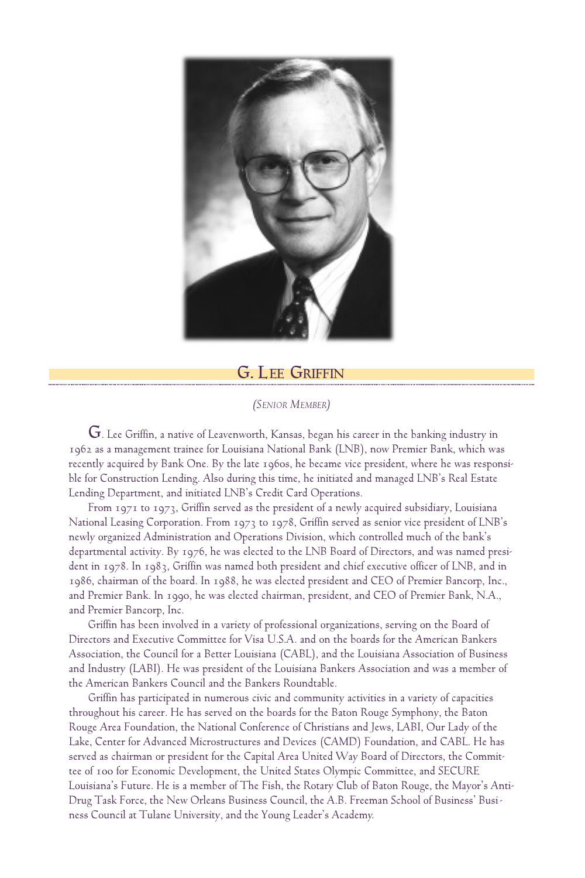## G. Lee Griffin

*(Senior Member)*

G. Lee Griffin, a native of Leavenworth, Kansas, began his career in the banking industry in 1962 as a management trainee for Louisiana National Bank (LNB), now Premier Bank, which was recently acquired by Bank One. By the late 1960s, he became vice president, where he was responsible for Construction Lending. Also during this time, he initiated and managed LNB's Real Estate Lending Department, and initiated LNB's Credit Card Operations.

From 1971 to 1973, Griffin served as the president of a newly acquired subsidiary, Louisiana National Leasing Corporation. From 1973 to 1978, Griffin served as senior vice president of LNB's newly organized Administration and Operations Division, which controlled much of the bank's departmental activity. By 1976, he was elected to the LNB Board of Directors, and was named president in 1978. In 1983, Griffin was named both president and chief executive officer of LNB, and in 1986, chairman of the board. In 1988, he was elected president and CEO of Premier Bancorp, Inc., and Premier Bank. In 1990, he was elected chairman, president, and CEO of Premier Bank, N.A., and Premier Bancorp, Inc.

Griffin has been involved in a variety of professional organizations, serving on the Board of Directors and Executive Committee for Visa U.S.A. and on the boards for the American Bankers Association, the Council for a Better Louisiana (CABL), and the Louisiana Association of Business and Industry (LABI). He was president of the Louisiana Bankers Association and was a member of the American Bankers Council and the Bankers Roundtable.

Griffin has participated in numerous civic and community activities in a variety of capacities throughout his career. He has served on the boards for the Baton Rouge Symphony, the Baton Rouge Area Foundation, the National Conference of Christians and Jews, LABI, Our Lady of the Lake, Center for Advanced Microstructures and Devices (CAMD) Foundation, and CABL. He has served as chairman or president for the Capital Area United Way Board of Directors, the Committee of 100 for Economic Development, the United States Olympic Committee, and SECURE Louisiana's Future. He is a member of The Fish, the Rotary Club of Baton Rouge, the Mayor's Anti-Drug Task Force, the New Orleans Business Council, the A.B. Freeman School of Business' Business Council at Tulane University, and the Young Leader's Academy.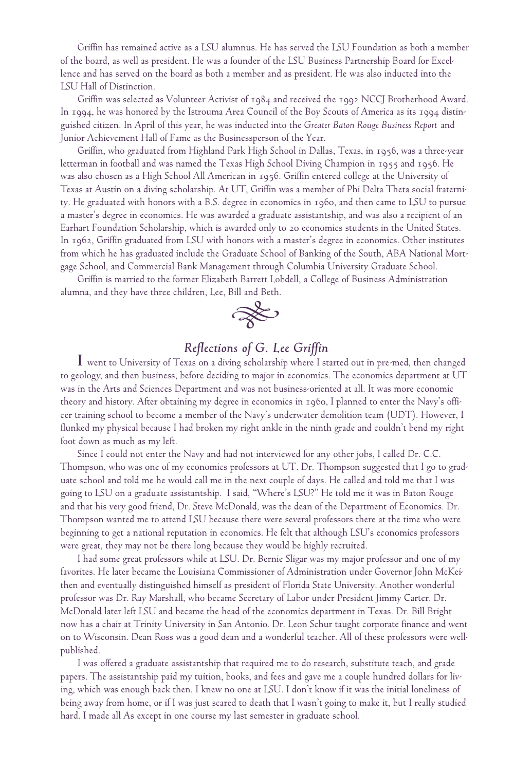Griffin has remained active as a LSU alumnus. He has served the LSU Foundation as both a member of the board, as well as president. He was a founder of the LSU Business Partnership Board for Excellence and has served on the board as both a member and as president. He was also inducted into the LSU Hall of Distinction.

Griffin was selected as Volunteer Activist of 1984 and received the 1992 NCCJ Brotherhood Award. In 1994, he was honored by the Istrouma Area Council of the Boy Scouts of America as its 1994 distinguished citizen. In April of this year, he was inducted into the *Greater Baton Rouge Business Report* and Junior Achievement Hall of Fame as the Businessperson of the Year.

Griffin, who graduated from Highland Park High School in Dallas, Texas, in 1956, was a three-year letterman in football and was named the Texas High School Diving Champion in 1955 and 1956. He was also chosen as a High School All American in 1956. Griffin entered college at the University of Texas at Austin on a diving scholarship. At UT, Griffin was a member of Phi Delta Theta social fraternity. He graduated with honors with a B.S. degree in economics in 1960, and then came to LSU to pursue a master's degree in economics. He was awarded a graduate assistantship, and was also a recipient of an Earhart Foundation Scholarship, which is awarded only to 20 economics students in the United States. In 1962, Griffin graduated from LSU with honors with a master's degree in economics. Other institutes from which he has graduated include the Graduate School of Banking of the South, ABA National Mortgage School, and Commercial Bank Management through Columbia University Graduate School.

Griffin is married to the former Elizabeth Barrett Lobdell, a College of Business Administration alumna, and they have three children, Lee, Bill and Beth.

## *Reflections of G. Lee Griffin*

I went to University of Texas on a diving scholarship where I started out in pre-med, then changed to geology, and then business, before deciding to major in economics. The economics department at UT was in the Arts and Sciences Department and was not business-oriented at all. It was more economic theory and history. After obtaining my degree in economics in 1960, I planned to enter the Navy's officer training school to become a member of the Navy's underwater demolition team (UDT). However, I flunked my physical because I had broken my right ankle in the ninth grade and couldn't bend my right foot down as much as my left.

Since I could not enter the Navy and had not interviewed for any other jobs, I called Dr. C.C. Thompson, who was one of my economics professors at UT. Dr. Thompson suggested that I go to graduate school and told me he would call me in the next couple of days. He called and told me that I was going to LSU on a graduate assistantship. I said, "Where's LSU?" He told me it was in Baton Rouge and that his very good friend, Dr. Steve McDonald, was the dean of the Department of Economics. Dr. Thompson wanted me to attend LSU because there were several professors there at the time who were beginning to get a national reputation in economics. He felt that although LSU's economics professors were great, they may not be there long because they would be highly recruited.

I had some great professors while at LSU. Dr. Bernie Sligar was my major professor and one of my favorites. He later became the Louisiana Commissioner of Administration under Governor John McKeithen and eventually distinguished himself as president of Florida State University. Another wonderful professor was Dr. Ray Marshall, who became Secretary of Labor under President Jimmy Carter. Dr. McDonald later left LSU and became the head of the economics department in Texas. Dr. Bill Bright now has a chair at Trinity University in San Antonio. Dr. Leon Schur taught corporate finance and went on to Wisconsin. Dean Ross was a good dean and a wonderful teacher. All of these professors were well-published.

I was offered a graduate assistantship that required me to do research, substitute teach, and grade papers. The assistantship paid my tuition, books, and fees and gave me a couple hundred dollars for living, which was enough back then. I knew no one at LSU. I don't know if it was the initial loneliness of being away from home, or if I was just scared to death that I wasn't going to make it, but I really studied hard. I made all As except in one course my last semester in graduate school.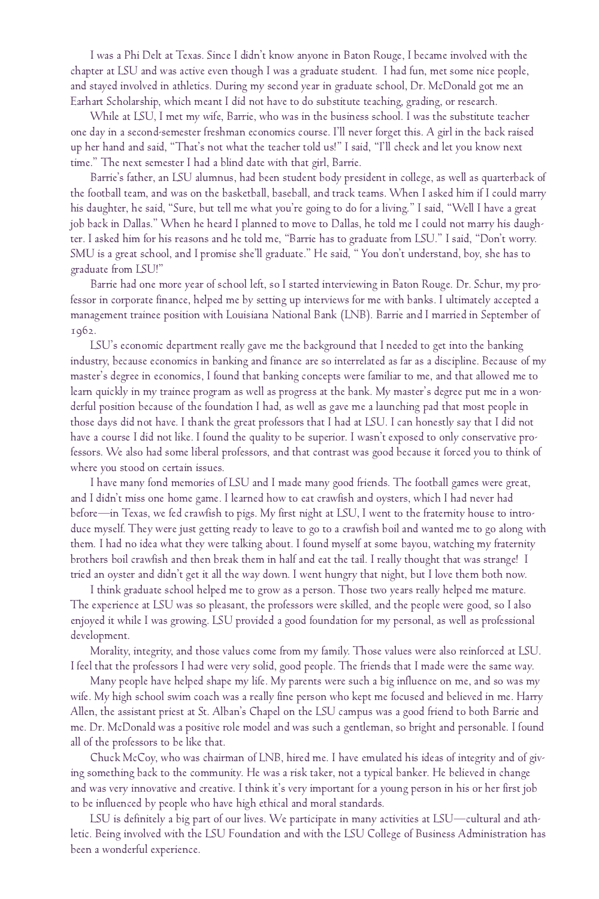I was a Phi Delt at Texas. Since I didn't know anyone in Baton Rouge, I became involved with the chapter at LSU and was active even though I was a graduate student. I had fun, met some nice people, and stayed involved in athletics. During my second year in graduate school, Dr. McDonald got me an Earhart Scholarship, which meant I did not have to do substitute teaching, grading, or research.

While at LSU, I met my wife, Barrie, who was in the business school. I was the substitute teacher one day in a second-semester freshman economics course. I'll never forget this. A girl in the back raised up her hand and said, "That's not what the teacher told us!" I said, "I'll check and let you know next time." The next semester I had a blind date with that girl, Barrie.

Barrie's father, an LSU alumnus, had been student body president in college, as well as quarterback of the football team, and was on the basketball, baseball, and track teams. When I asked him if I could marry his daughter, he said, "Sure, but tell me what you're going to do for a living." I said, "Well I have a great job back in Dallas." When he heard I planned to move to Dallas, he told me I could not marry his daughter. I asked him for his reasons and he told me, "Barrie has to graduate from LSU." I said, "Don't worry. SMU is a great school, and I promise she'll graduate." He said, " You don't understand, boy, she has to graduate from LSU!"

Barrie had one more year of school left, so I started interviewing in Baton Rouge. Dr. Schur, my professor in corporate finance, helped me by setting up interviews for me with banks. I ultimately accepted a management trainee position with Louisiana National Bank (LNB). Barrie and I married in September of 1962.

LSU's economic department really gave me the background that I needed to get into the banking industry, because economics in banking and finance are so interrelated as far as a discipline. Because of my master's degree in economics, I found that banking concepts were familiar to me, and that allowed me to learn quickly in my trainee program as well as progress at the bank. My master's degree put me in a wonderful position because of the foundation I had, as well as gave me a launching pad that most people in those days did not have. I thank the great professors that I had at LSU. I can honestly say that I did not have a course I did not like. I found the quality to be superior. I wasn't exposed to only conservative professors. We also had some liberal professors, and that contrast was good because it forced you to think of where you stood on certain issues.

I have many fond memories of LSU and I made many good friends. The football games were great, and I didn't miss one home game. I learned how to eat crawfish and oysters, which I had never had before—in Texas, we fed crawfish to pigs. My first night at LSU, I went to the fraternity house to introduce myself. They were just getting ready to leave to go to a crawfish boil and wanted me to go along with them. I had no idea what they were talking about. I found myself at some bayou, watching my fraternity brothers boil crawfish and then break them in half and eat the tail. I really thought that was strange! I tried an oyster and didn't get it all the way down. I went hungry that night, but I love them both now.

I think graduate school helped me to grow as a person. Those two years really helped me mature. The experience at LSU was so pleasant, the professors were skilled, and the people were good, so I also enjoyed it while I was growing. LSU provided a good foundation for my personal, as well as professional development.

Morality, integrity, and those values come from my family. Those values were also reinforced at LSU. I feel that the professors I had were very solid, good people. The friends that I made were the same way.

Many people have helped shape my life. My parents were such a big influence on me, and so was my wife. My high school swim coach was a really fine person who kept me focused and believed in me. Harry Allen, the assistant priest at St. Alban's Chapel on the LSU campus was a good friend to both Barrie and me. Dr. McDonald was a positive role model and was such a gentleman, so bright and personable. I found all of the professors to be like that.

Chuck McCoy, who was chairman of LNB, hired me. I have emulated his ideas of integrity and of giving something back to the community. He was a risk taker, not a typical banker. He believed in change and was very innovative and creative. I think it's very important for a young person in his or her first job to be influenced by people who have high ethical and moral standards.

LSU is definitely a big part of our lives. We participate in many activities at LSU—cultural and athletic. Being involved with the LSU Foundation and with the LSU College of Business Administration has been a wonderful experience.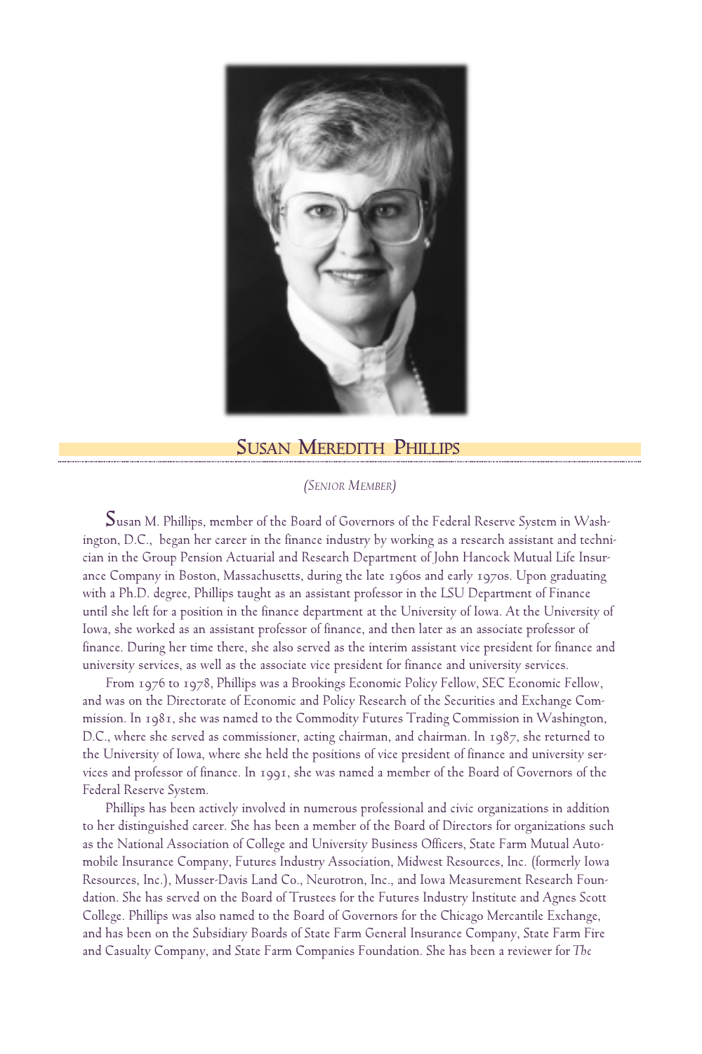## Susan Meredith Phillips

*(Senior Member)*

Susan M. Phillips, member of the Board of Governors of the Federal Reserve System in Washington, D.C., began her career in the finance industry by working as a research assistant and technician in the Group Pension Actuarial and Research Department of John Hancock Mutual Life Insurance Company in Boston, Massachusetts, during the late 1960s and early 1970s. Upon graduating with a Ph.D. degree, Phillips taught as an assistant professor in the LSU Department of Finance until she left for a position in the finance department at the University of Iowa. At the University of Iowa, she worked as an assistant professor of finance, and then later as an associate professor of finance. During her time there, she also served as the interim assistant vice president for finance and university services, as well as the associate vice president for finance and university services.

From 1976 to 1978, Phillips was a Brookings Economic Policy Fellow, SEC Economic Fellow, and was on the Directorate of Economic and Policy Research of the Securities and Exchange Commission. In 1981, she was named to the Commodity Futures Trading Commission in Washington, D.C., where she served as commissioner, acting chairman, and chairman. In 1987, she returned to the University of Iowa, where she held the positions of vice president of finance and university services and professor of finance. In 1991, she was named a member of the Board of Governors of the Federal Reserve System.

Phillips has been actively involved in numerous professional and civic organizations in addition to her distinguished career. She has been a member of the Board of Directors for organizations such as the National Association of College and University Business Officers, State Farm Mutual Automobile Insurance Company, Futures Industry Association, Midwest Resources, Inc. (formerly Iowa Resources, Inc.), Musser-Davis Land Co., Neurotron, Inc., and Iowa Measurement Research Foundation. She has served on the Board of Trustees for the Futures Industry Institute and Agnes Scott College. Phillips was also named to the Board of Governors for the Chicago Mercantile Exchange, and has been on the Subsidiary Boards of State Farm General Insurance Company, State Farm Fire and Casualty Company, and State Farm Companies Foundation. She has been a reviewer for *The*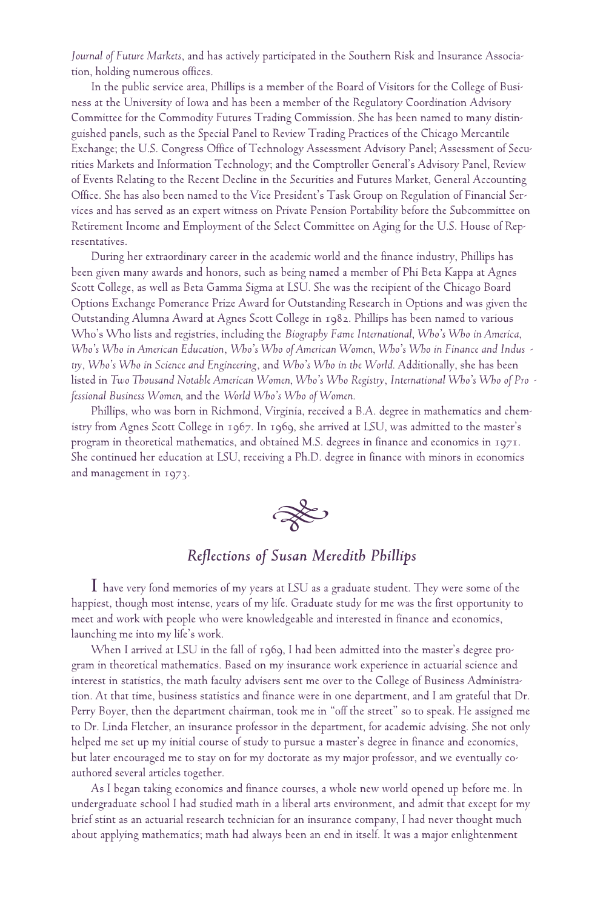*Journal of Future Markets*, and has actively participated in the Southern Risk and Insurance Association, holding numerous offices.

In the public service area, Phillips is a member of the Board of Visitors for the College of Business at the University of Iowa and has been a member of the Regulatory Coordination Advisory Committee for the Commodity Futures Trading Commission. She has been named to many distinguished panels, such as the Special Panel to Review Trading Practices of the Chicago Mercantile Exchange; the U.S. Congress Office of Technology Assessment Advisory Panel; Assessment of Securities Markets and Information Technology; and the Comptroller General's Advisory Panel, Review of Events Relating to the Recent Decline in the Securities and Futures Market, General Accounting Office. She has also been named to the Vice President's Task Group on Regulation of Financial Services and has served as an expert witness on Private Pension Portability before the Subcommittee on Retirement Income and Employment of the Select Committee on Aging for the U.S. House of Representatives.

During her extraordinary career in the academic world and the finance industry, Phillips has been given many awards and honors, such as being named a member of Phi Beta Kappa at Agnes Scott College, as well as Beta Gamma Sigma at LSU. She was the recipient of the Chicago Board Options Exchange Pomerance Prize Award for Outstanding Research in Options and was given the Outstanding Alumna Award at Agnes Scott College in 1982. Phillips has been named to various Who's Who lists and registries, including the *Biography Fame International*, *Who's Who in America*, *Who's Who in American Education*, *Who's Who of American Women*, *Who's Who in Finance and Industry*, *Who's Who in Science and Engineering*, and *Who's Who in the World*. Additionally, she has been listed in *Two Thousand Notable American Women*, *Who's Who Registry*, *International Who's Who of Professional Business Women*, and the *World Who's Who of Women*.

Phillips, who was born in Richmond, Virginia, received a B.A. degree in mathematics and chemistry from Agnes Scott College in 1967. In 1969, she arrived at LSU, was admitted to the master's program in theoretical mathematics, and obtained M.S. degrees in finance and economics in 1971. She continued her education at LSU, receiving a Ph.D. degree in finance with minors in economics and management in 1973.

## *Reflections of Susan Meredith Phillips*

I have very fond memories of my years at LSU as a graduate student. They were some of the happiest, though most intense, years of my life. Graduate study for me was the first opportunity to meet and work with people who were knowledgeable and interested in finance and economics, launching me into my life's work.

When I arrived at LSU in the fall of 1969, I had been admitted into the master's degree program in theoretical mathematics. Based on my insurance work experience in actuarial science and interest in statistics, the math faculty advisers sent me over to the College of Business Administration. At that time, business statistics and finance were in one department, and I am grateful that Dr. Perry Boyer, then the department chairman, took me in "off the street" so to speak. He assigned me to Dr. Linda Fletcher, an insurance professor in the department, for academic advising. She not only helped me set up my initial course of study to pursue a master's degree in finance and economics, but later encouraged me to stay on for my doctorate as my major professor, and we eventually coauthored several articles together.

As I began taking economics and finance courses, a whole new world opened up before me. In undergraduate school I had studied math in a liberal arts environment, and admit that except for my brief stint as an actuarial research technician for an insurance company, I had never thought much about applying mathematics; math had always been an end in itself. It was a major enlightenment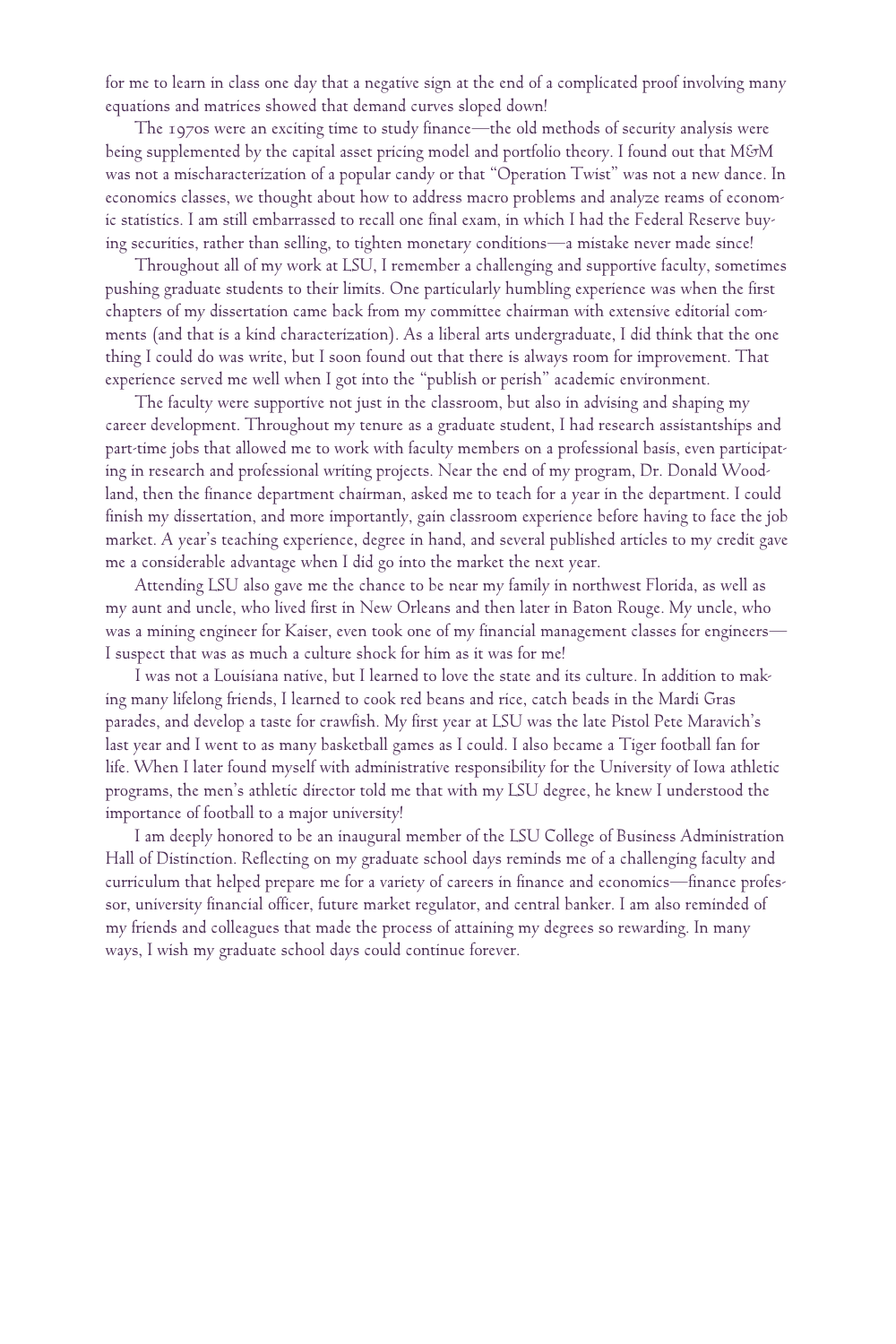for me to learn in class one day that a negative sign at the end of a complicated proof involving many equations and matrices showed that demand curves sloped down!

The 1970s were an exciting time to study finance—the old methods of security analysis were being supplemented by the capital asset pricing model and portfolio theory. I found out that M&M was not a mischaracterization of a popular candy or that "Operation Twist" was not a new dance. In economics classes, we thought about how to address macro problems and analyze reams of economic statistics. I am still embarrassed to recall one final exam, in which I had the Federal Reserve buying securities, rather than selling, to tighten monetary conditions—a mistake never made since!

Throughout all of my work at LSU, I remember a challenging and supportive faculty, sometimes pushing graduate students to their limits. One particularly humbling experience was when the first chapters of my dissertation came back from my committee chairman with extensive editorial comments (and that is a kind characterization). As a liberal arts undergraduate, I did think that the one thing I could do was write, but I soon found out that there is always room for improvement. That experience served me well when I got into the "publish or perish" academic environment.

The faculty were supportive not just in the classroom, but also in advising and shaping my career development. Throughout my tenure as a graduate student, I had research assistantships and part-time jobs that allowed me to work with faculty members on a professional basis, even participating in research and professional writing projects. Near the end of my program, Dr. Donald Woodland, then the finance department chairman, asked me to teach for a year in the department. I could finish my dissertation, and more importantly, gain classroom experience before having to face the job market. A year's teaching experience, degree in hand, and several published articles to my credit gave me a considerable advantage when I did go into the market the next year.

Attending LSU also gave me the chance to be near my family in northwest Florida, as well as my aunt and uncle, who lived first in New Orleans and then later in Baton Rouge. My uncle, who was a mining engineer for Kaiser, even took one of my financial management classes for engineers—I suspect that was as much a culture shock for him as it was for me!

I was not a Louisiana native, but I learned to love the state and its culture. In addition to making many lifelong friends, I learned to cook red beans and rice, catch beads in the Mardi Gras parades, and develop a taste for crawfish. My first year at LSU was the late Pistol Pete Maravich's last year and I went to as many basketball games as I could. I also became a Tiger football fan for life. When I later found myself with administrative responsibility for the University of Iowa athletic programs, the men's athletic director told me that with my LSU degree, he knew I understood the importance of football to a major university!

I am deeply honored to be an inaugural member of the LSU College of Business Administration Hall of Distinction. Reflecting on my graduate school days reminds me of a challenging faculty and curriculum that helped prepare me for a variety of careers in finance and economics—finance professor, university financial officer, future market regulator, and central banker. I am also reminded of my friends and colleagues that made the process of attaining my degrees so rewarding. In many ways, I wish my graduate school days could continue forever.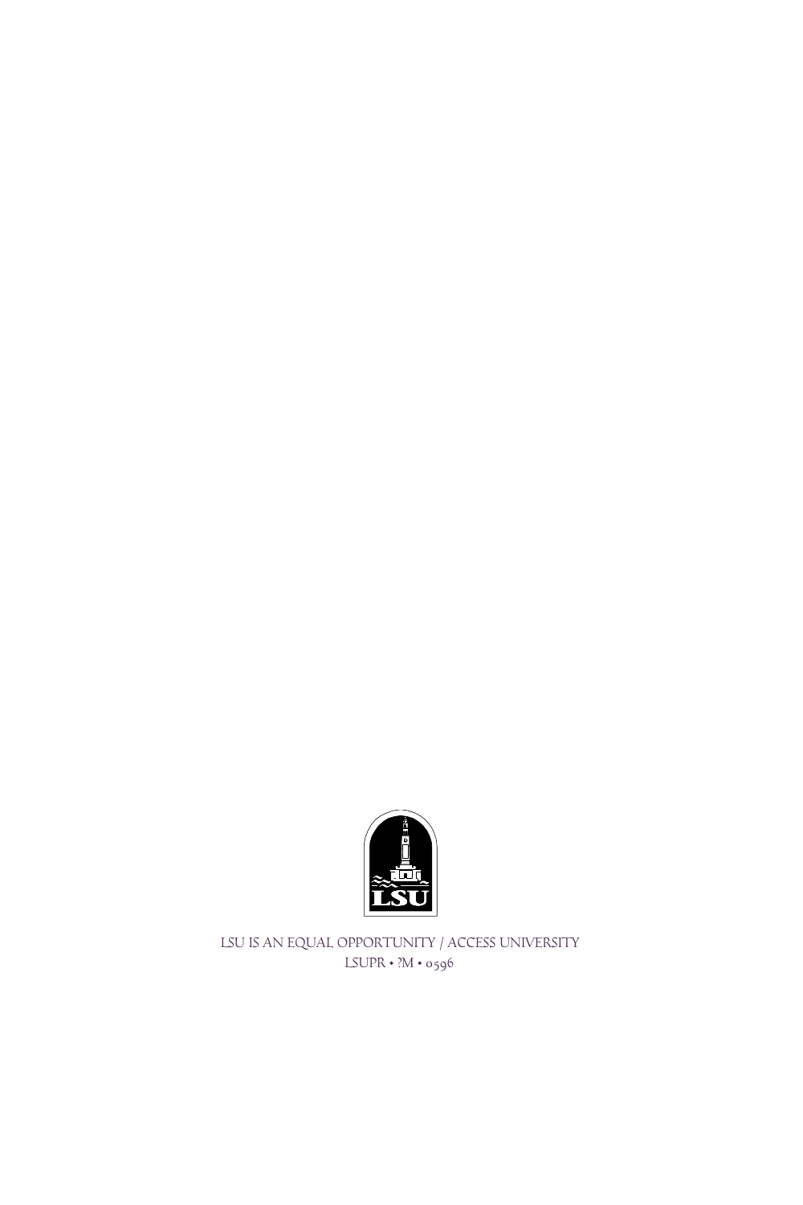LSU IS AN EQUAL OPPORTUNITY / ACCESS UNIVERSITY
LSUPR • ?M • 0596